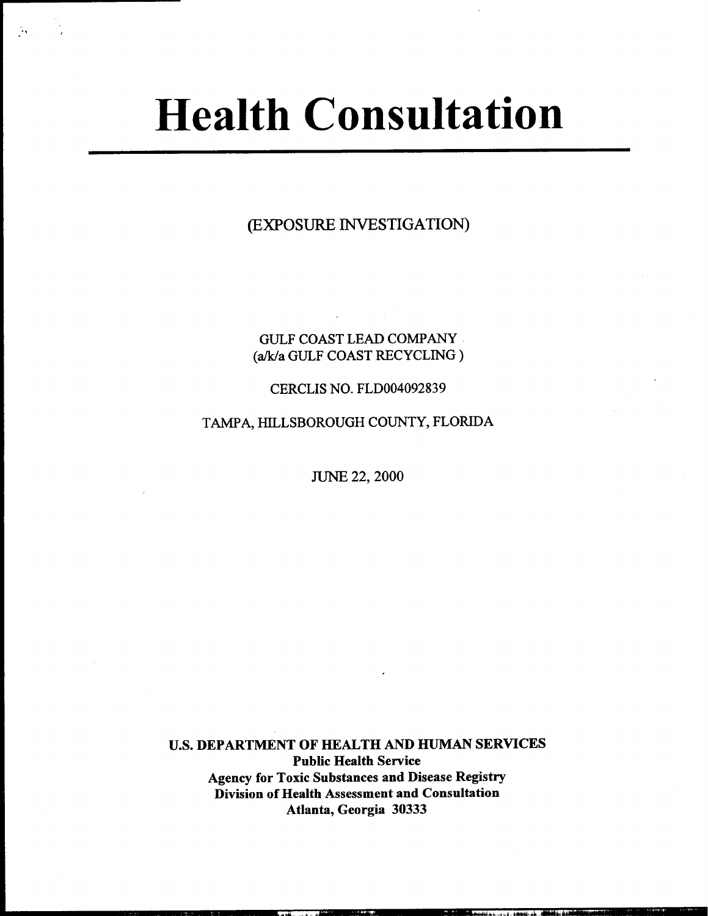# Health Consultation

(EXPOSURE INVESTIGATION)

GULF COAST LEAD COMPANY
(a/k/a GULF COAST RECYCLING )

CERCLIS NO. FLD004092839

TAMPA, HILLSBOROUGH COUNTY, FLORIDA

JUNE 22, 2000

**U.S. DEPARTMENT OF HEALTH AND HUMAN SERVICES**
**Public Health Service**
**Agency for Toxic Substances and Disease Registry**
**Division of Health Assessment and Consultation**
**Atlanta, Georgia 30333**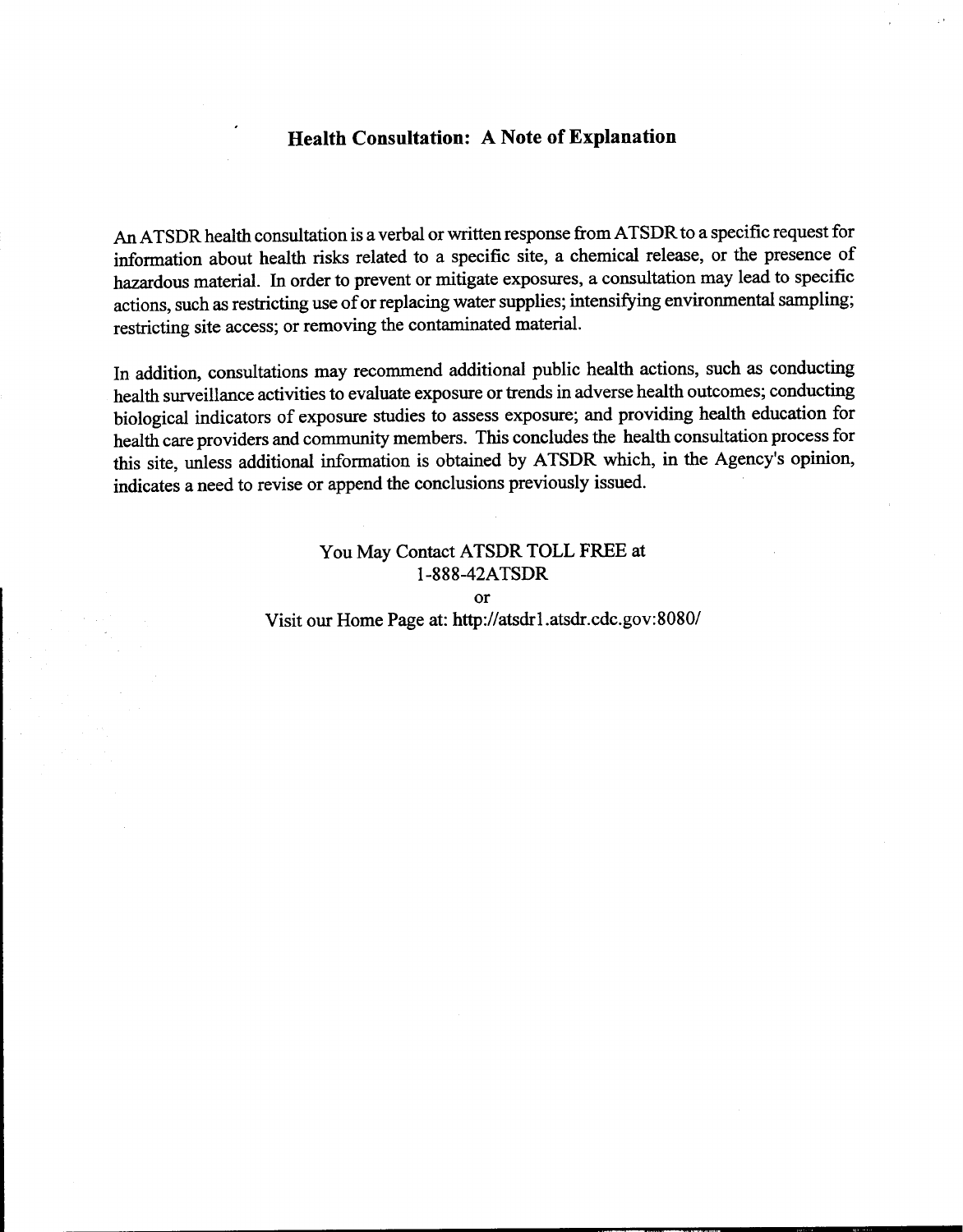## Health Consultation: A Note of Explanation

An ATSDR health consultation is a verbal or written response from ATSDR to a specific request for information about health risks related to a specific site, a chemical release, or the presence of hazardous material. In order to prevent or mitigate exposures, a consultation may lead to specific actions, such as restricting use of or replacing water supplies; intensifying environmental sampling; restricting site access; or removing the contaminated material.

In addition, consultations may recommend additional public health actions, such as conducting health surveillance activities to evaluate exposure or trends in adverse health outcomes; conducting biological indicators of exposure studies to assess exposure; and providing health education for health care providers and community members. This concludes the health consultation process for this site, unless additional information is obtained by ATSDR which, in the Agency's opinion, indicates a need to revise or append the conclusions previously issued.

You May Contact ATSDR TOLL FREE at
1-888-42ATSDR
or
Visit our Home Page at: http://atsdr1.atsdr.cdc.gov:8080/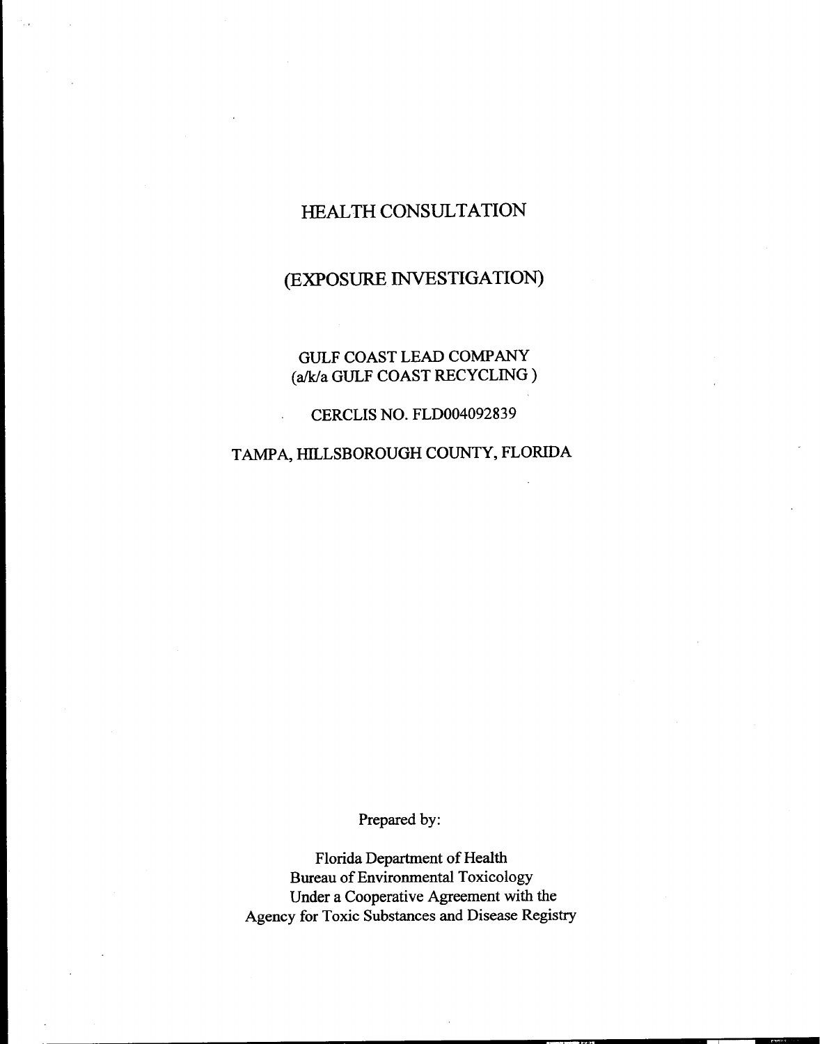# HEALTH CONSULTATION

## (EXPOSURE INVESTIGATION)

GULF COAST LEAD COMPANY
(a/k/a GULF COAST RECYCLING )

CERCLIS NO. FLD004092839

TAMPA, HILLSBOROUGH COUNTY, FLORIDA

Prepared by:

Florida Department of Health
Bureau of Environmental Toxicology
Under a Cooperative Agreement with the
Agency for Toxic Substances and Disease Registry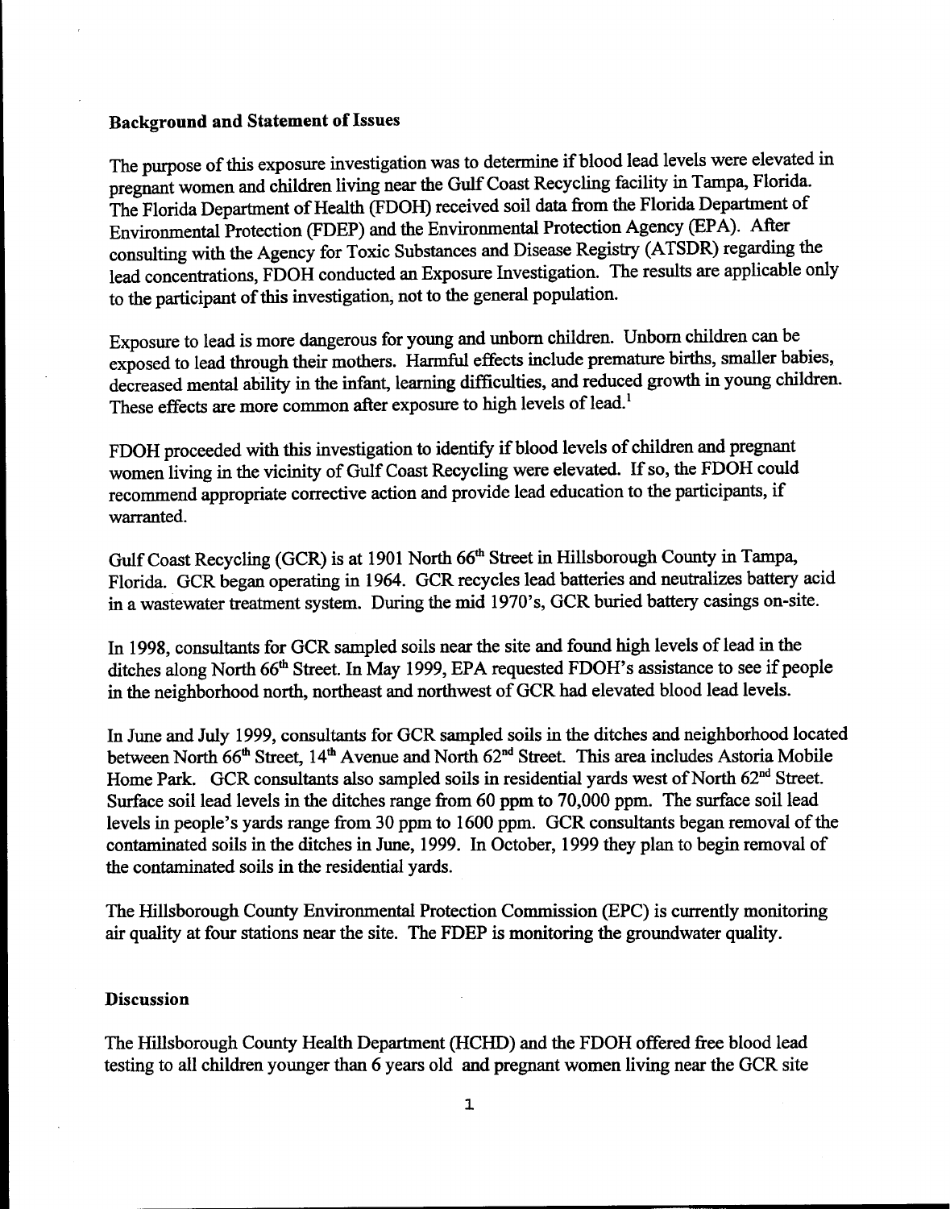**Background and Statement of Issues**

The purpose of this exposure investigation was to determine if blood lead levels were elevated in pregnant women and children living near the Gulf Coast Recycling facility in Tampa, Florida. The Florida Department of Health (FDOH) received soil data from the Florida Department of Environmental Protection (FDEP) and the Environmental Protection Agency (EPA). After consulting with the Agency for Toxic Substances and Disease Registry (ATSDR) regarding the lead concentrations, FDOH conducted an Exposure Investigation. The results are applicable only to the participant of this investigation, not to the general population.

Exposure to lead is more dangerous for young and unborn children. Unborn children can be exposed to lead through their mothers. Harmful effects include premature births, smaller babies, decreased mental ability in the infant, learning difficulties, and reduced growth in young children. These effects are more common after exposure to high levels of lead.[1]

FDOH proceeded with this investigation to identify if blood levels of children and pregnant women living in the vicinity of Gulf Coast Recycling were elevated. If so, the FDOH could recommend appropriate corrective action and provide lead education to the participants, if warranted.

Gulf Coast Recycling (GCR) is at 1901 North 66th Street in Hillsborough County in Tampa, Florida. GCR began operating in 1964. GCR recycles lead batteries and neutralizes battery acid in a wastewater treatment system. During the mid 1970's, GCR buried battery casings on-site.

In 1998, consultants for GCR sampled soils near the site and found high levels of lead in the ditches along North 66th Street. In May 1999, EPA requested FDOH's assistance to see if people in the neighborhood north, northeast and northwest of GCR had elevated blood lead levels.

In June and July 1999, consultants for GCR sampled soils in the ditches and neighborhood located between North 66th Street, 14th Avenue and North 62nd Street. This area includes Astoria Mobile Home Park. GCR consultants also sampled soils in residential yards west of North 62nd Street. Surface soil lead levels in the ditches range from 60 ppm to 70,000 ppm. The surface soil lead levels in people's yards range from 30 ppm to 1600 ppm. GCR consultants began removal of the contaminated soils in the ditches in June, 1999. In October, 1999 they plan to begin removal of the contaminated soils in the residential yards.

The Hillsborough County Environmental Protection Commission (EPC) is currently monitoring air quality at four stations near the site. The FDEP is monitoring the groundwater quality.

**Discussion**

The Hillsborough County Health Department (HCHD) and the FDOH offered free blood lead testing to all children younger than 6 years old and pregnant women living near the GCR site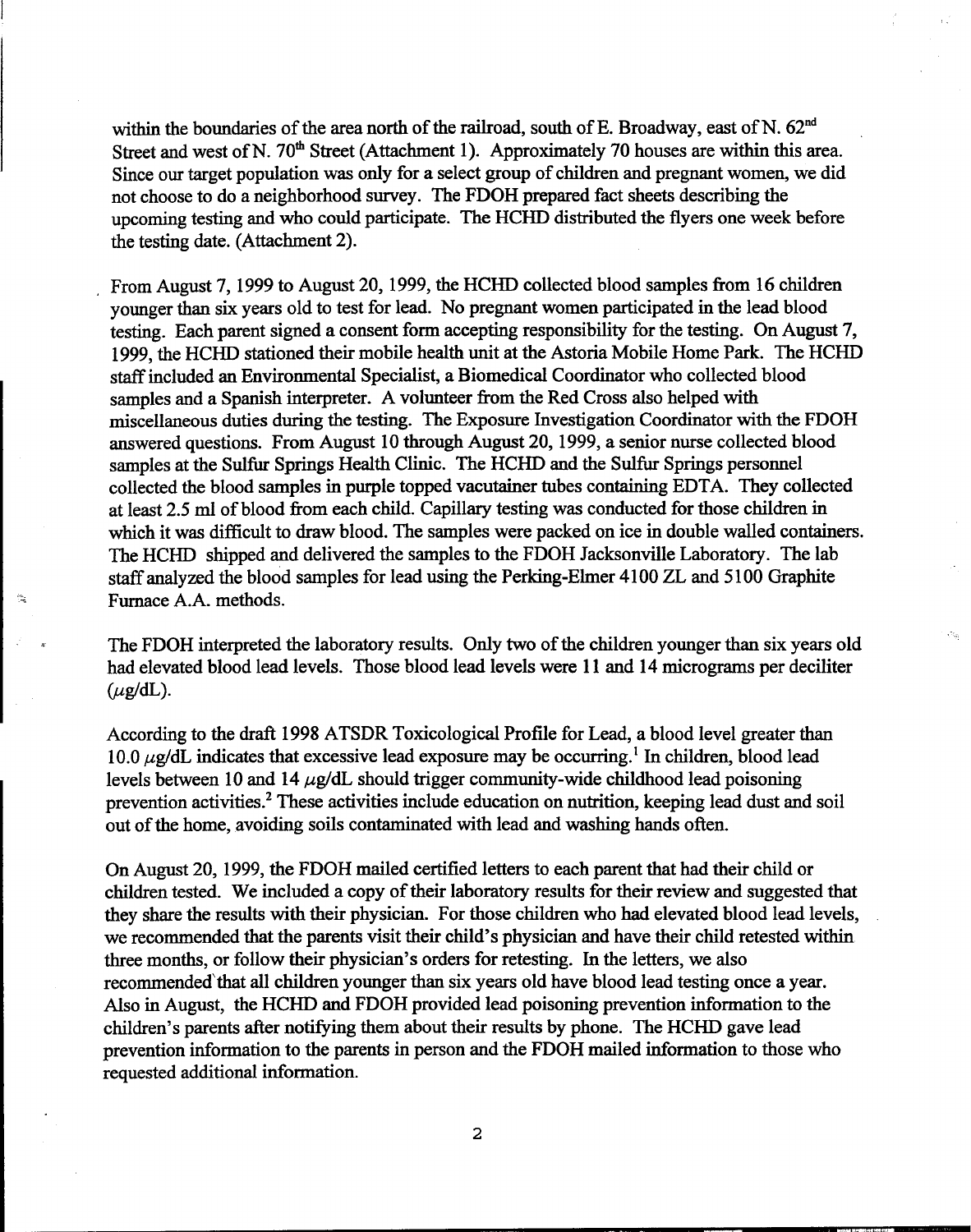within the boundaries of the area north of the railroad, south of E. Broadway, east of N. 62nd Street and west of N. 70th Street (Attachment 1). Approximately 70 houses are within this area. Since our target population was only for a select group of children and pregnant women, we did not choose to do a neighborhood survey. The FDOH prepared fact sheets describing the upcoming testing and who could participate. The HCHD distributed the flyers one week before the testing date. (Attachment 2).

From August 7, 1999 to August 20, 1999, the HCHD collected blood samples from 16 children younger than six years old to test for lead. No pregnant women participated in the lead blood testing. Each parent signed a consent form accepting responsibility for the testing. On August 7, 1999, the HCHD stationed their mobile health unit at the Astoria Mobile Home Park. The HCHD staff included an Environmental Specialist, a Biomedical Coordinator who collected blood samples and a Spanish interpreter. A volunteer from the Red Cross also helped with miscellaneous duties during the testing. The Exposure Investigation Coordinator with the FDOH answered questions. From August 10 through August 20, 1999, a senior nurse collected blood samples at the Sulfur Springs Health Clinic. The HCHD and the Sulfur Springs personnel collected the blood samples in purple topped vacutainer tubes containing EDTA. They collected at least 2.5 ml of blood from each child. Capillary testing was conducted for those children in which it was difficult to draw blood. The samples were packed on ice in double walled containers. The HCHD shipped and delivered the samples to the FDOH Jacksonville Laboratory. The lab staff analyzed the blood samples for lead using the Perking-Elmer 4100 ZL and 5100 Graphite Furnace A.A. methods.

The FDOH interpreted the laboratory results. Only two of the children younger than six years old had elevated blood lead levels. Those blood lead levels were 11 and 14 micrograms per deciliter ($\mu$g/dL).

According to the draft 1998 ATSDR Toxicological Profile for Lead, a blood level greater than 10.0 $\mu$g/dL indicates that excessive lead exposure may be occurring.[1] In children, blood lead levels between 10 and 14 $\mu$g/dL should trigger community-wide childhood lead poisoning prevention activities.[2] These activities include education on nutrition, keeping lead dust and soil out of the home, avoiding soils contaminated with lead and washing hands often.

On August 20, 1999, the FDOH mailed certified letters to each parent that had their child or children tested. We included a copy of their laboratory results for their review and suggested that they share the results with their physician. For those children who had elevated blood lead levels, we recommended that the parents visit their child's physician and have their child retested within three months, or follow their physician's orders for retesting. In the letters, we also recommended that all children younger than six years old have blood lead testing once a year. Also in August, the HCHD and FDOH provided lead poisoning prevention information to the children's parents after notifying them about their results by phone. The HCHD gave lead prevention information to the parents in person and the FDOH mailed information to those who requested additional information.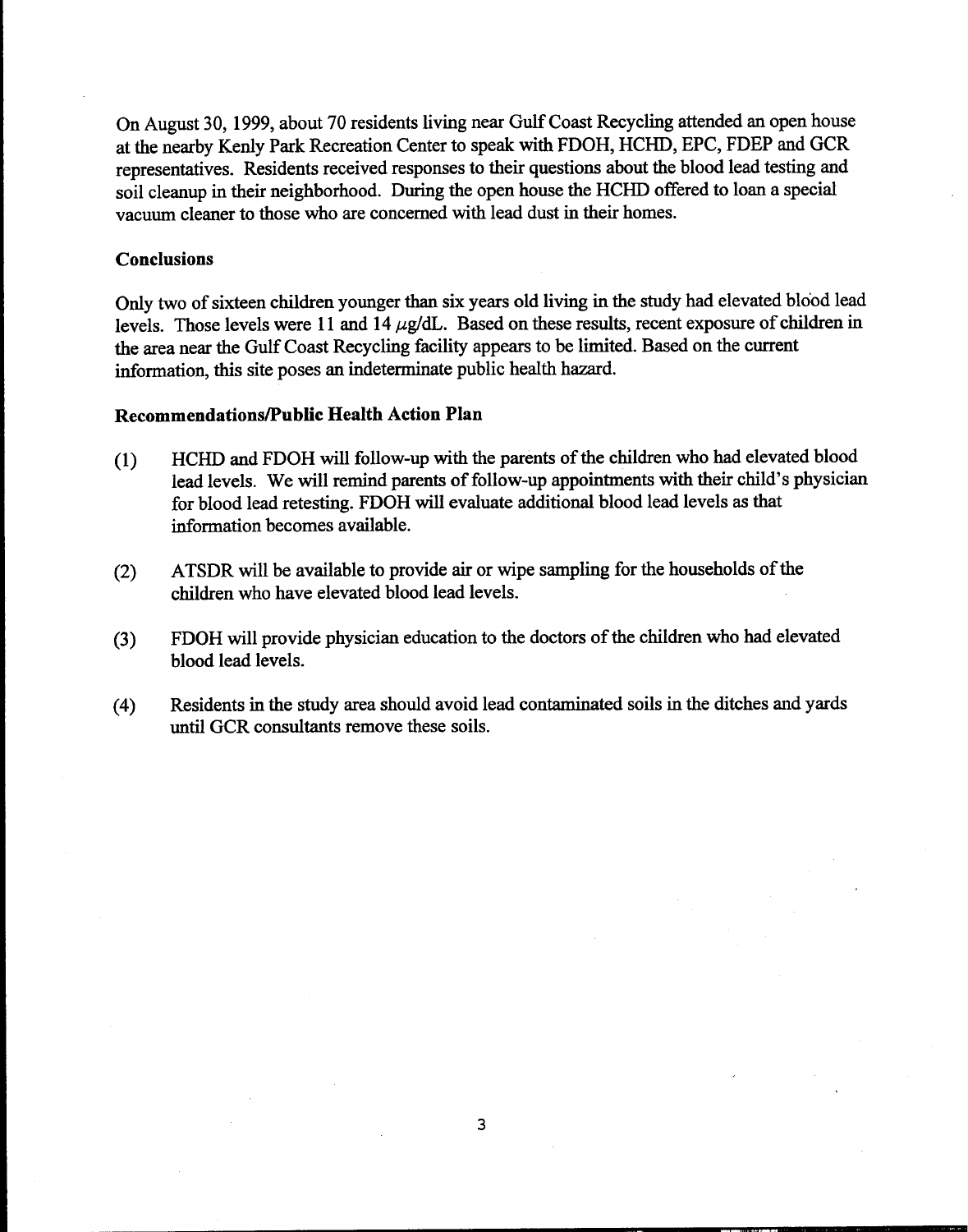On August 30, 1999, about 70 residents living near Gulf Coast Recycling attended an open house at the nearby Kenly Park Recreation Center to speak with FDOH, HCHD, EPC, FDEP and GCR representatives. Residents received responses to their questions about the blood lead testing and soil cleanup in their neighborhood. During the open house the HCHD offered to loan a special vacuum cleaner to those who are concerned with lead dust in their homes.

## Conclusions

Only two of sixteen children younger than six years old living in the study had elevated blood lead levels. Those levels were 11 and 14 $\mu g/dL$. Based on these results, recent exposure of children in the area near the Gulf Coast Recycling facility appears to be limited. Based on the current information, this site poses an indeterminate public health hazard.

## Recommendations/Public Health Action Plan

(1) HCHD and FDOH will follow-up with the parents of the children who had elevated blood lead levels. We will remind parents of follow-up appointments with their child's physician for blood lead retesting. FDOH will evaluate additional blood lead levels as that information becomes available.

(2) ATSDR will be available to provide air or wipe sampling for the households of the children who have elevated blood lead levels.

(3) FDOH will provide physician education to the doctors of the children who had elevated blood lead levels.

(4) Residents in the study area should avoid lead contaminated soils in the ditches and yards until GCR consultants remove these soils.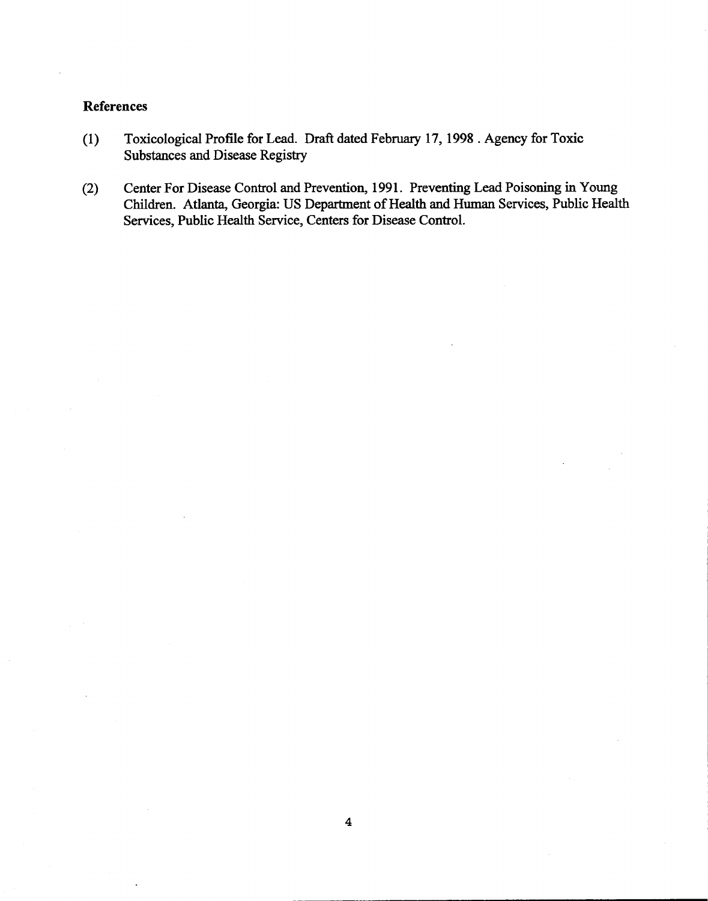**References**

(1) Toxicological Profile for Lead. Draft dated February 17, 1998 . Agency for Toxic Substances and Disease Registry

(2) Center For Disease Control and Prevention, 1991. Preventing Lead Poisoning in Young Children. Atlanta, Georgia: US Department of Health and Human Services, Public Health Services, Public Health Service, Centers for Disease Control.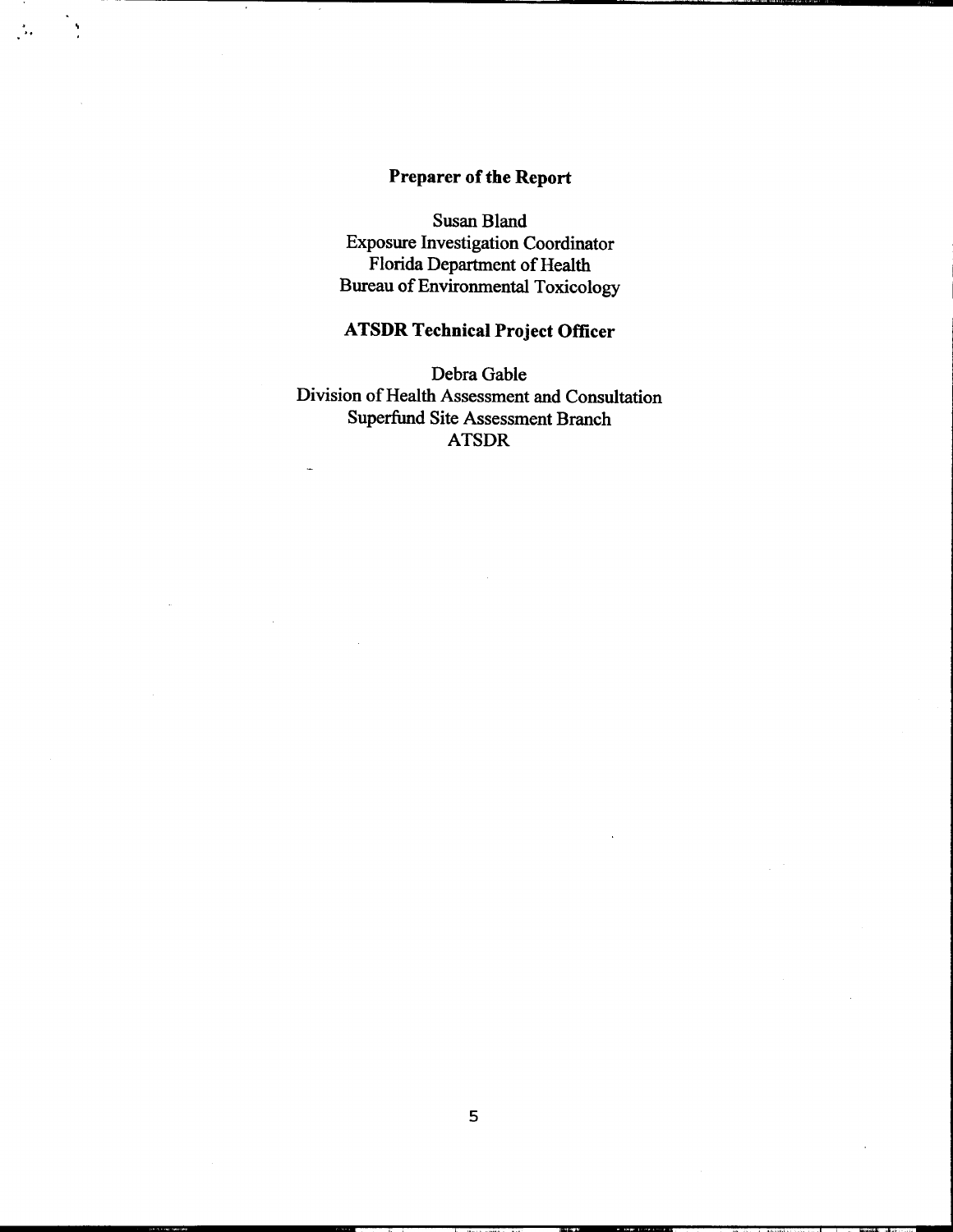## Preparer of the Report

Susan Bland
Exposure Investigation Coordinator
Florida Department of Health
Bureau of Environmental Toxicology

## ATSDR Technical Project Officer

Debra Gable
Division of Health Assessment and Consultation
Superfund Site Assessment Branch
ATSDR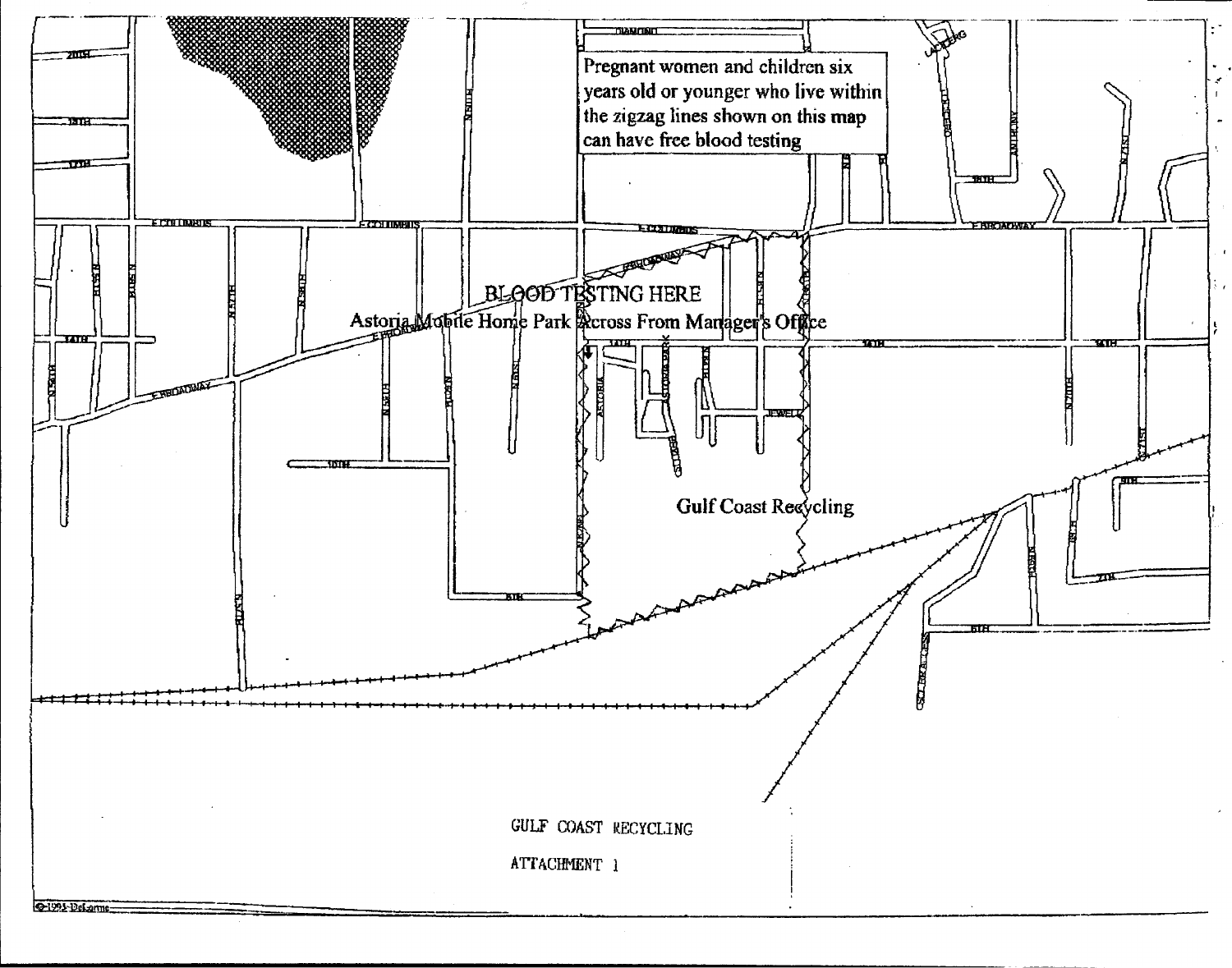Pregnant women and children six years old or younger who live within the zigzag lines shown on this map can have free blood testing

BLOOD TESTING HERE

Astoria Mobile Home Park Across From Manager's Office

Gulf Coast Recycling

GULF COAST RECYCLING

ATTACHMENT 1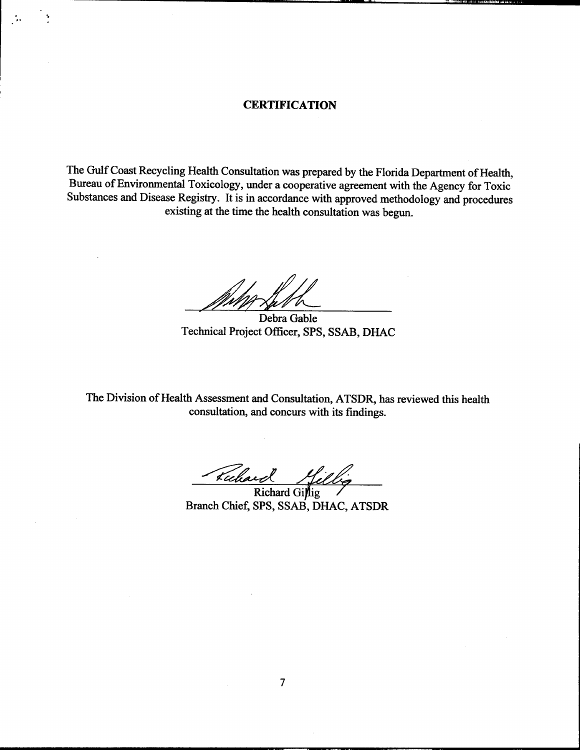## CERTIFICATION

The Gulf Coast Recycling Health Consultation was prepared by the Florida Department of Health, Bureau of Environmental Toxicology, under a cooperative agreement with the Agency for Toxic Substances and Disease Registry. It is in accordance with approved methodology and procedures existing at the time the health consultation was begun.

Debra Gable
Technical Project Officer, SPS, SSAB, DHAC

The Division of Health Assessment and Consultation, ATSDR, has reviewed this health consultation, and concurs with its findings.

Richard Gillig
Branch Chief, SPS, SSAB, DHAC, ATSDR